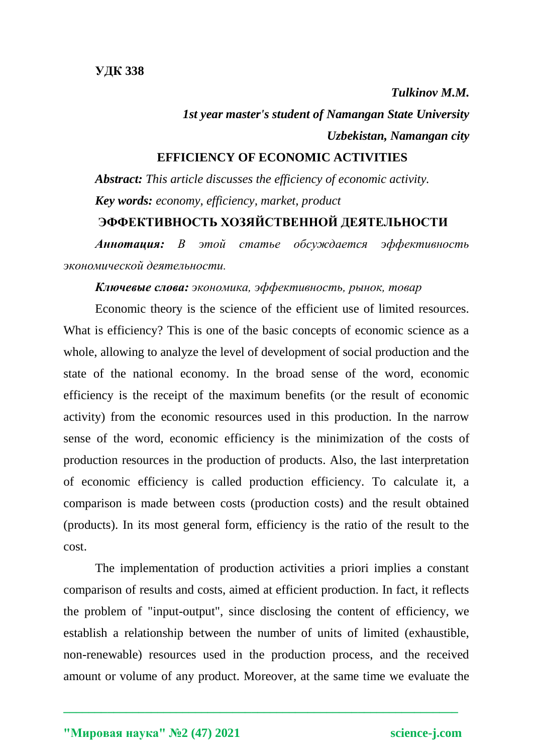**УДК 338**

***Tulkinov M.M.***

***1st year master's student of Namangan State University***

***Uzbekistan, Namangan city***

## EFFICIENCY OF ECONOMIC ACTIVITIES

***Abstract:*** *This article discusses the efficiency of economic activity.*

***Key words:*** *economy, efficiency, market, product*

## ЭФФЕКТИВНОСТЬ ХОЗЯЙСТВЕННОЙ ДЕЯТЕЛЬНОСТИ

***Аннотация:*** *В этой статье обсуждается эффективность экономической деятельности.*

***Ключевые слова:*** *экономика, эффективность, рынок, товар*

Economic theory is the science of the efficient use of limited resources. What is efficiency? This is one of the basic concepts of economic science as a whole, allowing to analyze the level of development of social production and the state of the national economy. In the broad sense of the word, economic efficiency is the receipt of the maximum benefits (or the result of economic activity) from the economic resources used in this production. In the narrow sense of the word, economic efficiency is the minimization of the costs of production resources in the production of products. Also, the last interpretation of economic efficiency is called production efficiency. To calculate it, a comparison is made between costs (production costs) and the result obtained (products). In its most general form, efficiency is the ratio of the result to the cost.

The implementation of production activities a priori implies a constant comparison of results and costs, aimed at efficient production. In fact, it reflects the problem of "input-output", since disclosing the content of efficiency, we establish a relationship between the number of units of limited (exhaustible, non-renewable) resources used in the production process, and the received amount or volume of any product. Moreover, at the same time we evaluate the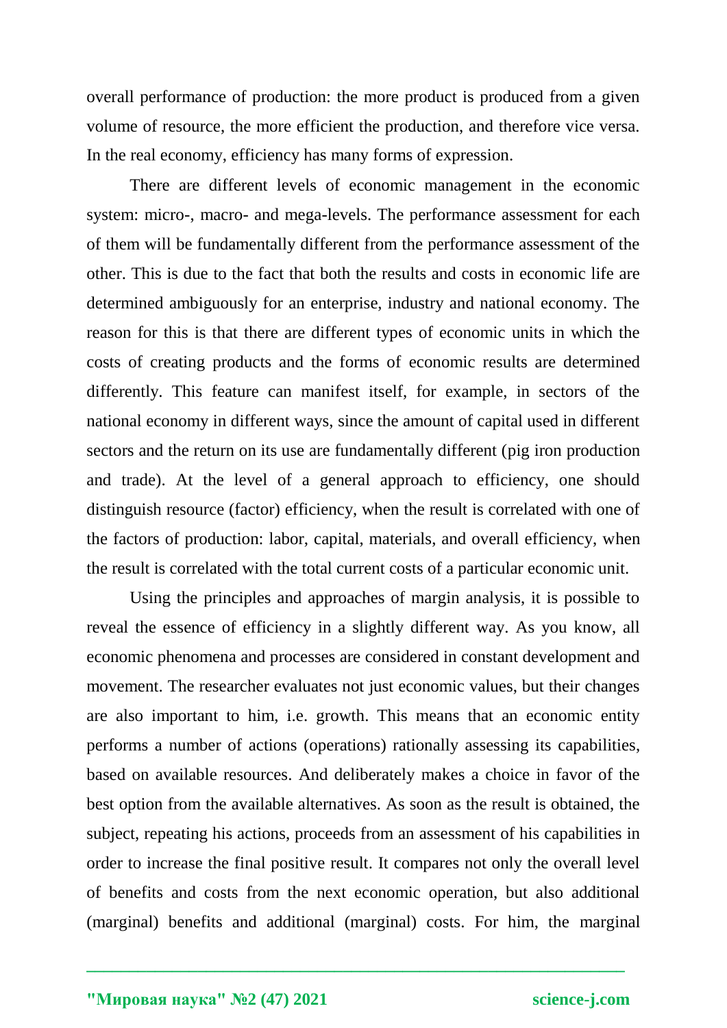overall performance of production: the more product is produced from a given volume of resource, the more efficient the production, and therefore vice versa. In the real economy, efficiency has many forms of expression.

There are different levels of economic management in the economic system: micro-, macro- and mega-levels. The performance assessment for each of them will be fundamentally different from the performance assessment of the other. This is due to the fact that both the results and costs in economic life are determined ambiguously for an enterprise, industry and national economy. The reason for this is that there are different types of economic units in which the costs of creating products and the forms of economic results are determined differently. This feature can manifest itself, for example, in sectors of the national economy in different ways, since the amount of capital used in different sectors and the return on its use are fundamentally different (pig iron production and trade). At the level of a general approach to efficiency, one should distinguish resource (factor) efficiency, when the result is correlated with one of the factors of production: labor, capital, materials, and overall efficiency, when the result is correlated with the total current costs of a particular economic unit.

Using the principles and approaches of margin analysis, it is possible to reveal the essence of efficiency in a slightly different way. As you know, all economic phenomena and processes are considered in constant development and movement. The researcher evaluates not just economic values, but their changes are also important to him, i.e. growth. This means that an economic entity performs a number of actions (operations) rationally assessing its capabilities, based on available resources. And deliberately makes a choice in favor of the best option from the available alternatives. As soon as the result is obtained, the subject, repeating his actions, proceeds from an assessment of his capabilities in order to increase the final positive result. It compares not only the overall level of benefits and costs from the next economic operation, but also additional (marginal) benefits and additional (marginal) costs. For him, the marginal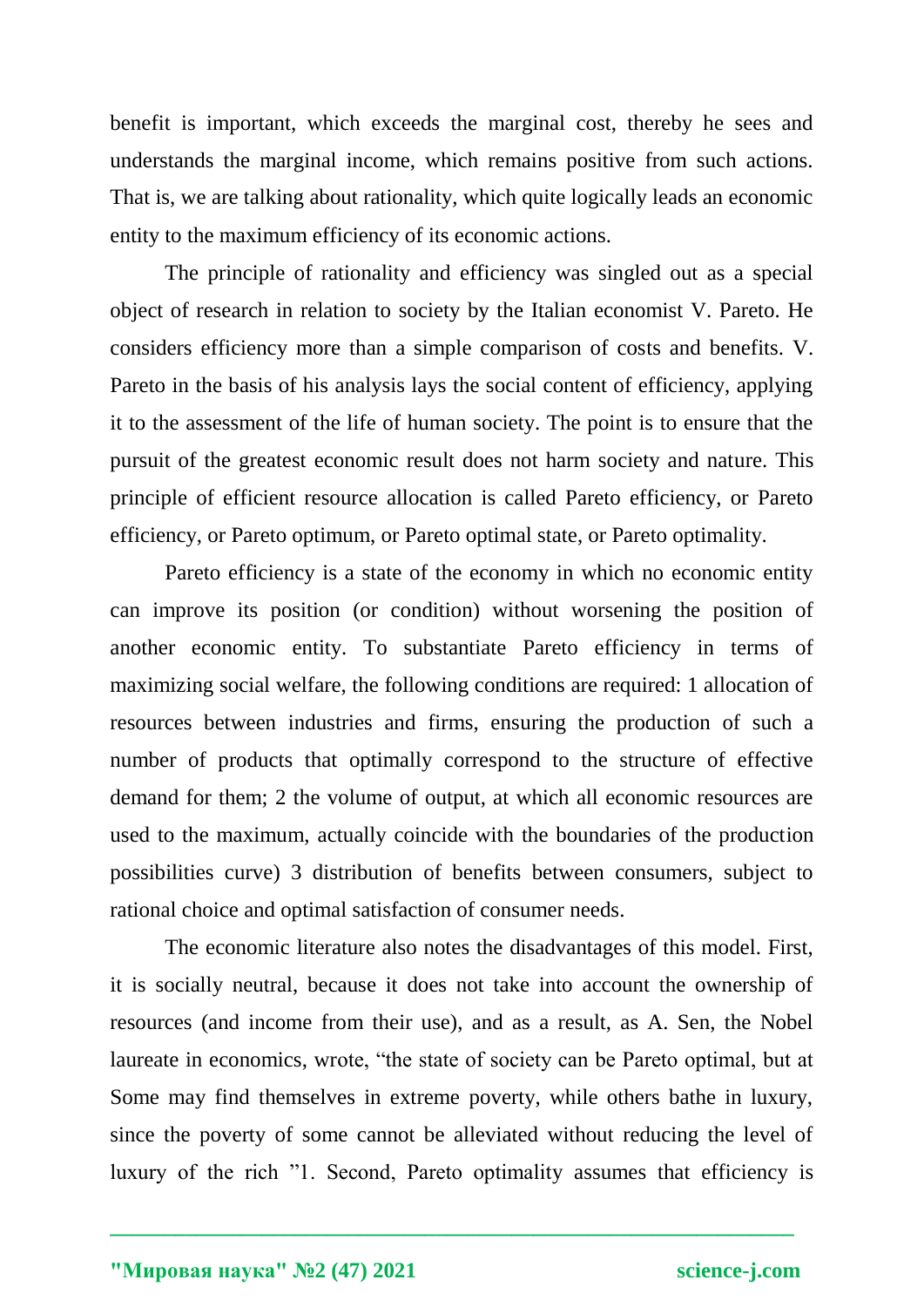benefit is important, which exceeds the marginal cost, thereby he sees and understands the marginal income, which remains positive from such actions. That is, we are talking about rationality, which quite logically leads an economic entity to the maximum efficiency of its economic actions.

The principle of rationality and efficiency was singled out as a special object of research in relation to society by the Italian economist V. Pareto. He considers efficiency more than a simple comparison of costs and benefits. V. Pareto in the basis of his analysis lays the social content of efficiency, applying it to the assessment of the life of human society. The point is to ensure that the pursuit of the greatest economic result does not harm society and nature. This principle of efficient resource allocation is called Pareto efficiency, or Pareto efficiency, or Pareto optimum, or Pareto optimal state, or Pareto optimality.

Pareto efficiency is a state of the economy in which no economic entity can improve its position (or condition) without worsening the position of another economic entity. To substantiate Pareto efficiency in terms of maximizing social welfare, the following conditions are required: 1 allocation of resources between industries and firms, ensuring the production of such a number of products that optimally correspond to the structure of effective demand for them; 2 the volume of output, at which all economic resources are used to the maximum, actually coincide with the boundaries of the production possibilities curve) 3 distribution of benefits between consumers, subject to rational choice and optimal satisfaction of consumer needs.

The economic literature also notes the disadvantages of this model. First, it is socially neutral, because it does not take into account the ownership of resources (and income from their use), and as a result, as A. Sen, the Nobel laureate in economics, wrote, "the state of society can be Pareto optimal, but at Some may find themselves in extreme poverty, while others bathe in luxury, since the poverty of some cannot be alleviated without reducing the level of luxury of the rich "[1]. Second, Pareto optimality assumes that efficiency is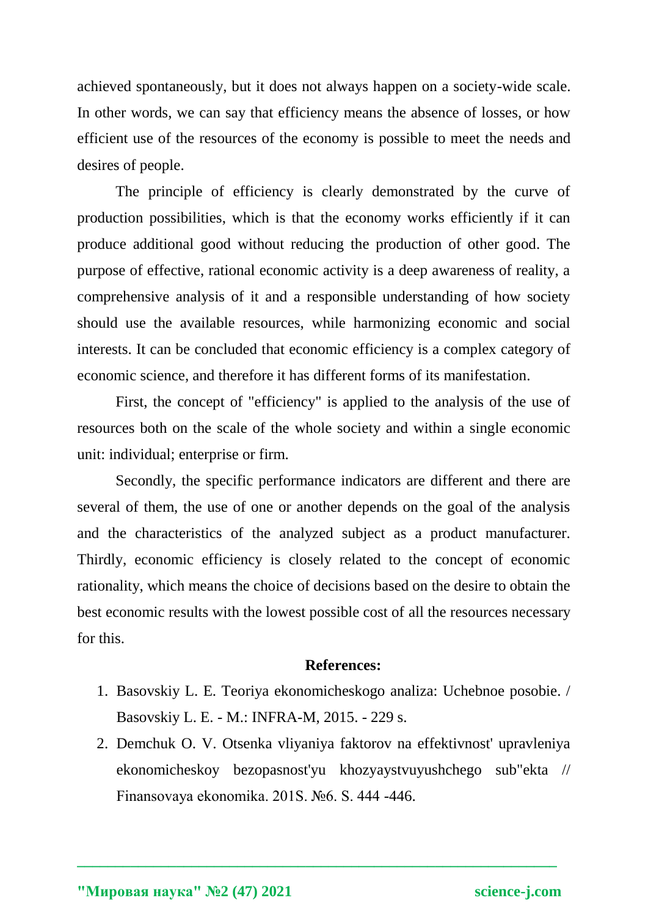achieved spontaneously, but it does not always happen on a society-wide scale. In other words, we can say that efficiency means the absence of losses, or how efficient use of the resources of the economy is possible to meet the needs and desires of people.

The principle of efficiency is clearly demonstrated by the curve of production possibilities, which is that the economy works efficiently if it can produce additional good without reducing the production of other good. The purpose of effective, rational economic activity is a deep awareness of reality, a comprehensive analysis of it and a responsible understanding of how society should use the available resources, while harmonizing economic and social interests. It can be concluded that economic efficiency is a complex category of economic science, and therefore it has different forms of its manifestation.

First, the concept of "efficiency" is applied to the analysis of the use of resources both on the scale of the whole society and within a single economic unit: individual; enterprise or firm.

Secondly, the specific performance indicators are different and there are several of them, the use of one or another depends on the goal of the analysis and the characteristics of the analyzed subject as a product manufacturer. Thirdly, economic efficiency is closely related to the concept of economic rationality, which means the choice of decisions based on the desire to obtain the best economic results with the lowest possible cost of all the resources necessary for this.

**References:**

1. Basovskiy L. E. Teoriya ekonomicheskogo analiza: Uchebnoe posobie. / Basovskiy L. E. - M.: INFRA-M, 2015. - 229 s.
2. Demchuk O. V. Otsenka vliyaniya faktorov na effektivnost' upravleniya ekonomicheskoy bezopasnost'yu khozyaystvuyushchego sub"ekta // Finansovaya ekonomika. 201S. №6. S. 444 -446.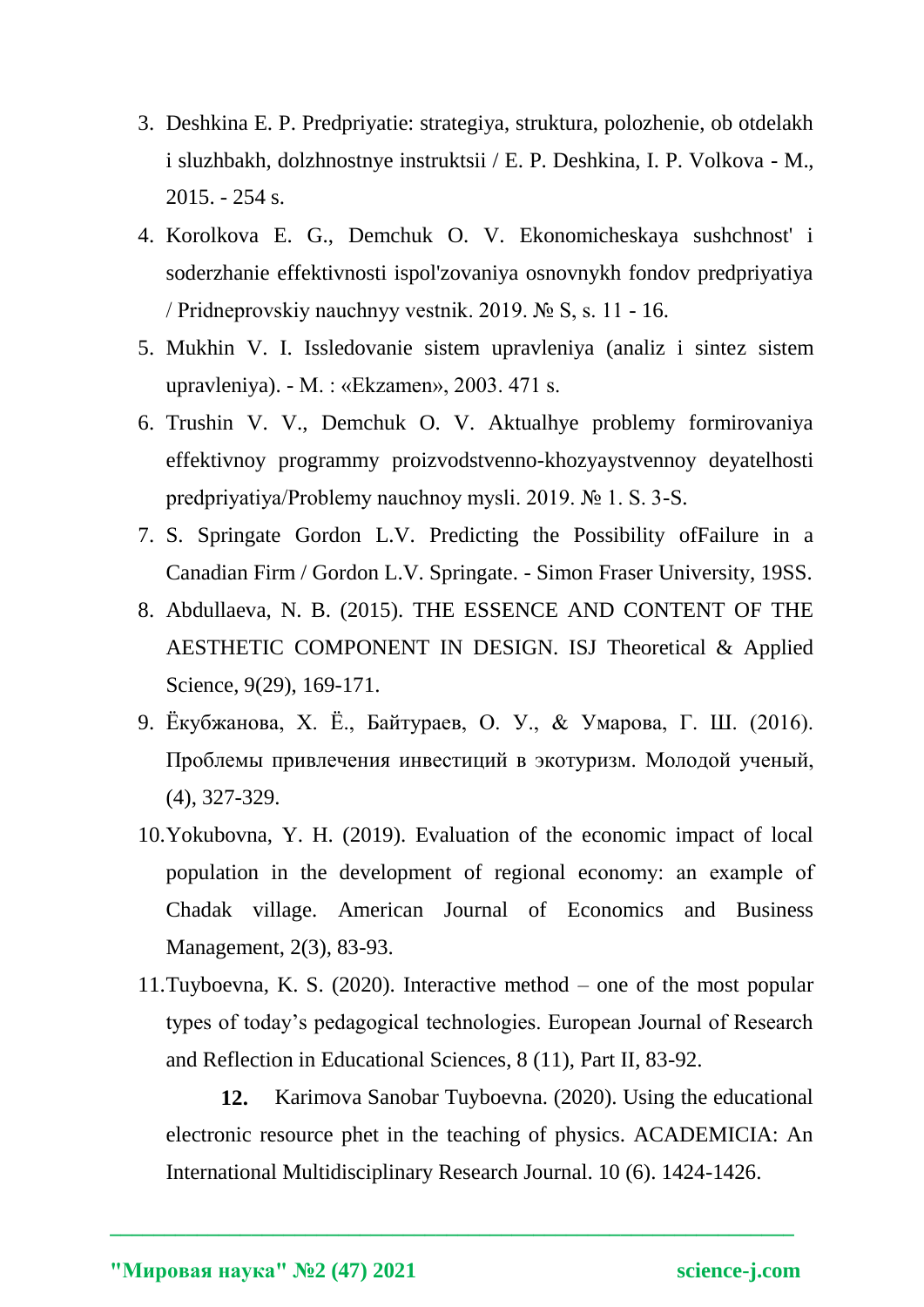3. Deshkina E. P. Predpriyatie: strategiya, struktura, polozhenie, ob otdelakh i sluzhbakh, dolzhnostnye instruktsii / E. P. Deshkina, I. P. Volkova - M., 2015. - 254 s.
4. Korolkova E. G., Demchuk O. V. Ekonomicheskaya sushchnost' i soderzhanie effektivnosti ispol'zovaniya osnovnykh fondov predpriyatiya / Pridneprovskiy nauchnyy vestnik. 2019. № S, s. 11 - 16.
5. Mukhin V. I. Issledovanie sistem upravleniya (analiz i sintez sistem upravleniya). - M. : «Ekzamen», 2003. 471 s.
6. Trushin V. V., Demchuk O. V. Aktualhye problemy formirovaniya effektivnoy programmy proizvodstvenno-khozyaystvennoy deyatelhosti predpriyatiya/Problemy nauchnoy mysli. 2019. № 1. S. 3-S.
7. S. Springate Gordon L.V. Predicting the Possibility ofFailure in a Canadian Firm / Gordon L.V. Springate. - Simon Fraser University, 19SS.
8. Abdullaeva, N. B. (2015). THE ESSENCE AND CONTENT OF THE AESTHETIC COMPONENT IN DESIGN. ISJ Theoretical & Applied Science, 9(29), 169-171.
9. Ёкубжанова, Х. Ё., Байтураев, О. У., & Умарова, Г. Ш. (2016). Проблемы привлечения инвестиций в экотуризм. Молодой ученый, (4), 327-329.
10. Yokubovna, Y. H. (2019). Evaluation of the economic impact of local population in the development of regional economy: an example of Chadak village. American Journal of Economics and Business Management, 2(3), 83-93.
11. Tuyboevna, K. S. (2020). Interactive method – one of the most popular types of today's pedagogical technologies. European Journal of Research and Reflection in Educational Sciences, 8 (11), Part II, 83-92.
12. Karimova Sanobar Tuyboevna. (2020). Using the educational electronic resource phet in the teaching of physics. ACADEMICIA: An International Multidisciplinary Research Journal. 10 (6). 1424-1426.